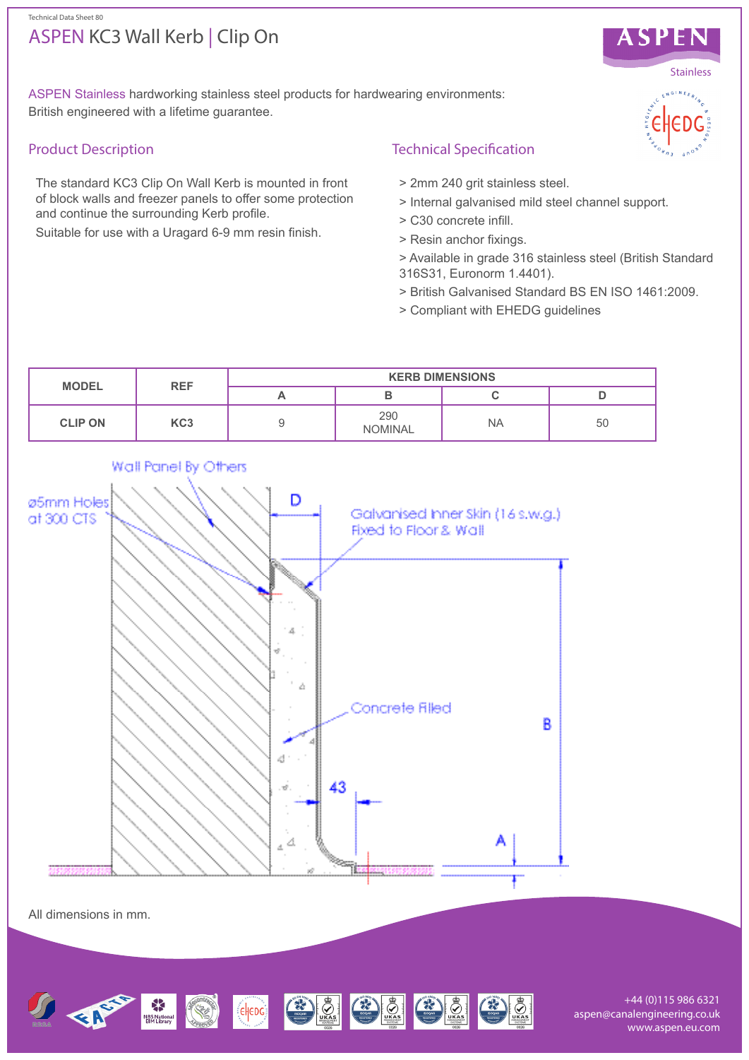Technical Data Sheet 80

# ASPEN KC3 Wall Kerb | Clip On

ASPEN Stainless hardworking stainless steel products for hardwearing environments: British engineered with a lifetime guarantee.

## Product Description

The standard KC3 Clip On Wall Kerb is mounted in front of block walls and freezer panels to offer some protection and continue the surrounding Kerb profile.

Suitable for use with a Uragard 6-9 mm resin finish.

## Technical Specification

> 2mm 240 grit stainless steel.

> Internal galvanised mild steel channel support.

> C30 concrete infill.

> Resin anchor fixings.

> Available in grade 316 stainless steel (British Standard 316S31, Euronorm 1.4401).

> British Galvanised Standard BS EN ISO 1461:2009.

> Compliant with EHEDG guidelines

| MODEL | REF | KERB DIMENSIONS | | | |
|---|---|---|---|---|---|
| | | A | B | C | D |
| CLIP ON | KC3 | 9 | 290 NOMINAL | NA | 50 |

Wall Panel By Others

ø5mm Holes at 300 CTS

Galvanised Inner Skin (16 s.w.g.) Fixed to Floor & Wall

Concrete Filled

D B A 43

All dimensions in mm.

+44 (0)115 986 6321
aspen@canalengineering.co.uk
www.aspen.eu.com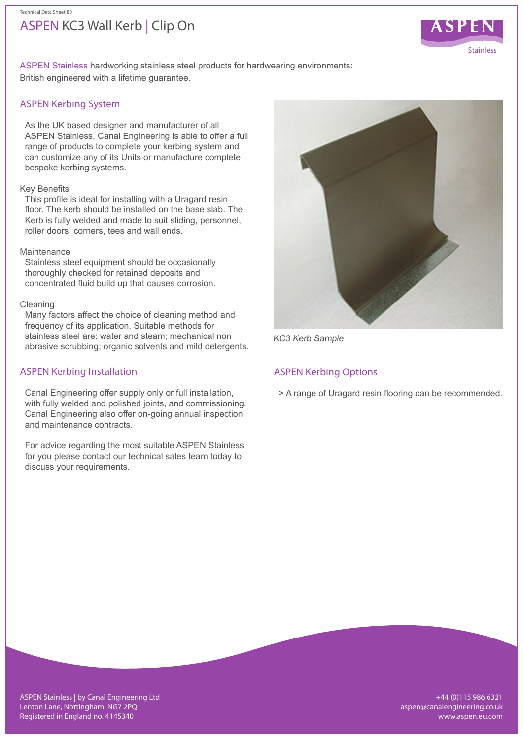Technical Data Sheet 80

# ASPEN KC3 Wall Kerb | Clip On

ASPEN Stainless hardworking stainless steel products for hardwearing environments: British engineered with a lifetime guarantee.

## ASPEN Kerbing System

As the UK based designer and manufacturer of all ASPEN Stainless, Canal Engineering is able to offer a full range of products to complete your kerbing system and can customize any of its Units or manufacture complete bespoke kerbing systems.

Key Benefits

This profile is ideal for installing with a Uragard resin floor. The kerb should be installed on the base slab. The Kerb is fully welded and made to suit sliding, personnel, roller doors, corners, tees and wall ends.

Maintenance

Stainless steel equipment should be occasionally thoroughly checked for retained deposits and concentrated fluid build up that causes corrosion.

Cleaning

Many factors affect the choice of cleaning method and frequency of its application. Suitable methods for stainless steel are: water and steam; mechanical non abrasive scrubbing; organic solvents and mild detergents.

*KC3 Kerb Sample*

## ASPEN Kerbing Installation

Canal Engineering offer supply only or full installation, with fully welded and polished joints, and commissioning. Canal Engineering also offer on-going annual inspection and maintenance contracts.

For advice regarding the most suitable ASPEN Stainless for you please contact our technical sales team today to discuss your requirements.

## ASPEN Kerbing Options

> A range of Uragard resin flooring can be recommended.

ASPEN Stainless | by Canal Engineering Ltd
Lenton Lane, Nottingham. NG7 2PQ
Registered in England no. 4145340

+44 (0)115 986 6321
aspen@canalengineering.co.uk
www.aspen.eu.com